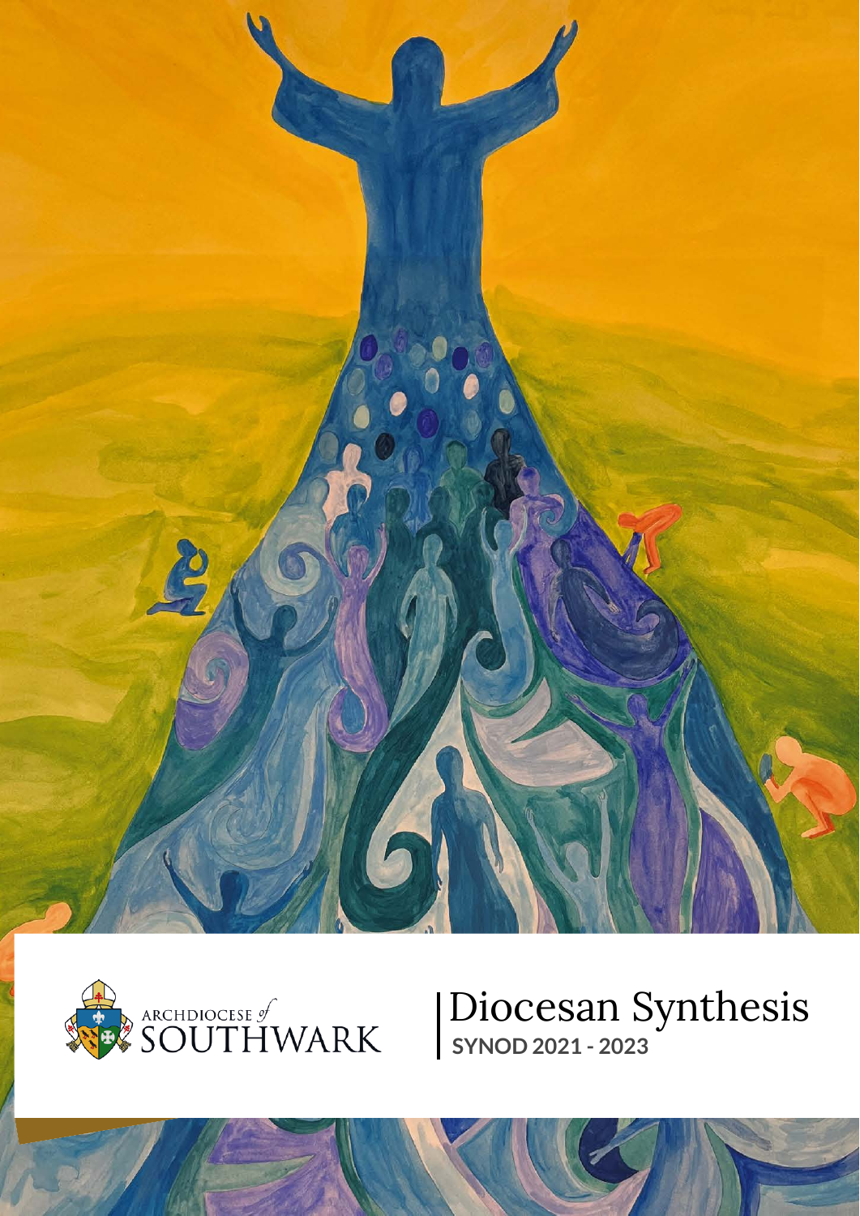ARCHDIOCESE of SOUTHWARK

# Diocesan Synthesis

**SYNOD 2021 - 2023**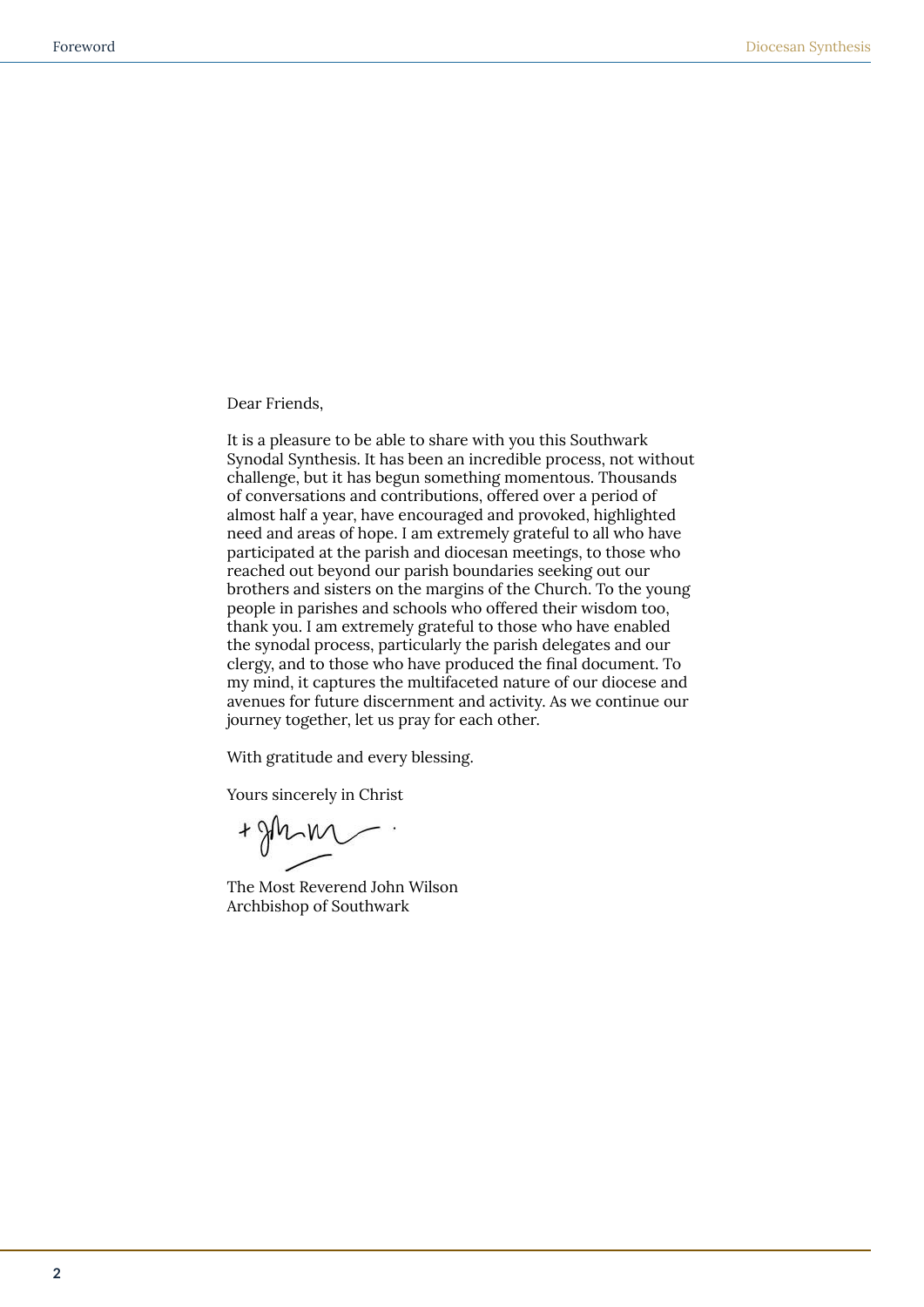Dear Friends,

It is a pleasure to be able to share with you this Southwark Synodal Synthesis. It has been an incredible process, not without challenge, but it has begun something momentous. Thousands of conversations and contributions, offered over a period of almost half a year, have encouraged and provoked, highlighted need and areas of hope. I am extremely grateful to all who have participated at the parish and diocesan meetings, to those who reached out beyond our parish boundaries seeking out our brothers and sisters on the margins of the Church. To the young people in parishes and schools who offered their wisdom too, thank you. I am extremely grateful to those who have enabled the synodal process, particularly the parish delegates and our clergy, and to those who have produced the final document. To my mind, it captures the multifaceted nature of our diocese and avenues for future discernment and activity. As we continue our journey together, let us pray for each other.

With gratitude and every blessing.

Yours sincerely in Christ

+John

The Most Reverend John Wilson
Archbishop of Southwark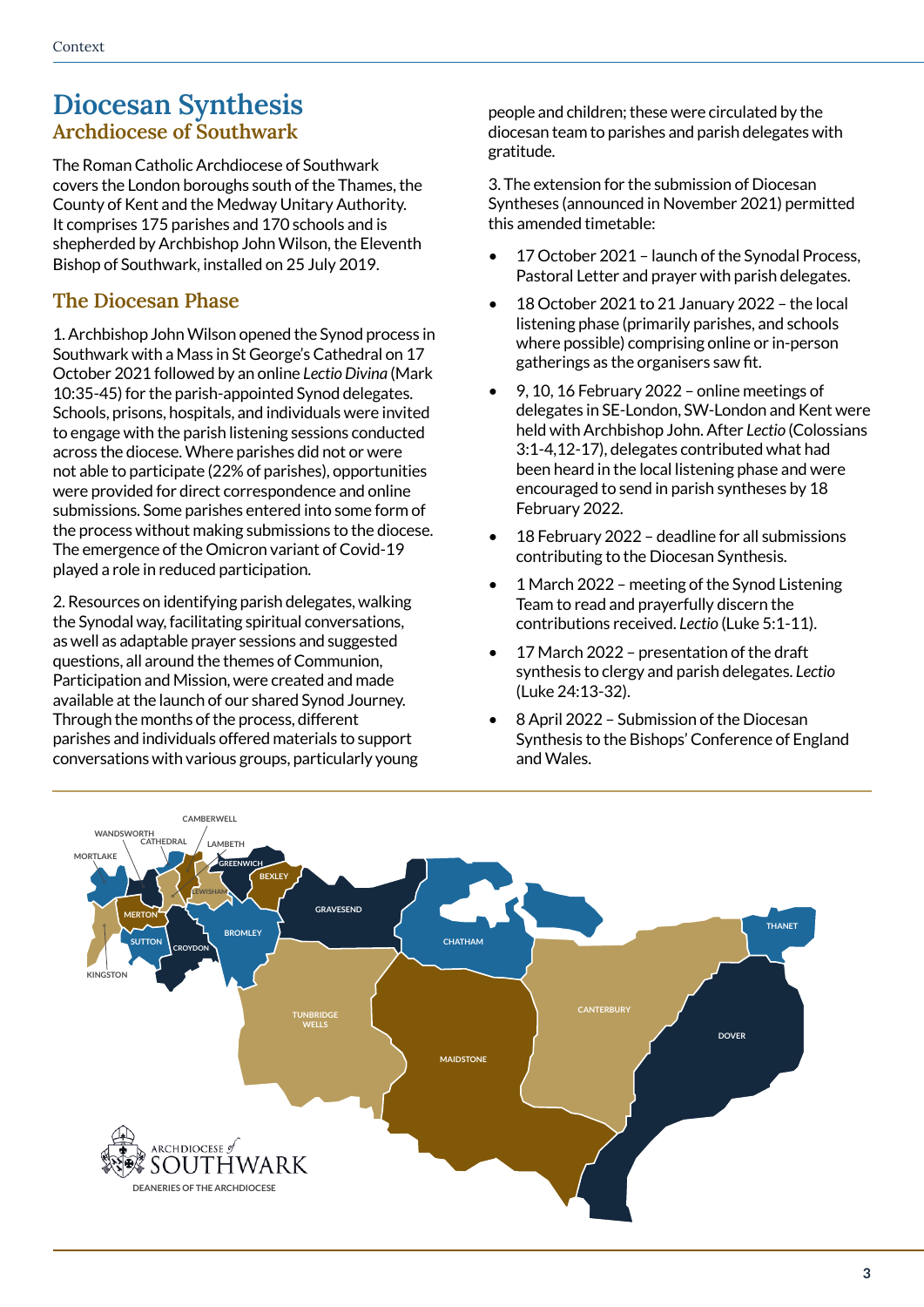# Diocesan Synthesis

## Archdiocese of Southwark

The Roman Catholic Archdiocese of Southwark covers the London boroughs south of the Thames, the County of Kent and the Medway Unitary Authority. It comprises 175 parishes and 170 schools and is shepherded by Archbishop John Wilson, the Eleventh Bishop of Southwark, installed on 25 July 2019.

## The Diocesan Phase

1. Archbishop John Wilson opened the Synod process in Southwark with a Mass in St George's Cathedral on 17 October 2021 followed by an online *Lectio Divina* (Mark 10:35-45) for the parish-appointed Synod delegates. Schools, prisons, hospitals, and individuals were invited to engage with the parish listening sessions conducted across the diocese. Where parishes did not or were not able to participate (22% of parishes), opportunities were provided for direct correspondence and online submissions. Some parishes entered into some form of the process without making submissions to the diocese. The emergence of the Omicron variant of Covid-19 played a role in reduced participation.

2. Resources on identifying parish delegates, walking the Synodal way, facilitating spiritual conversations, as well as adaptable prayer sessions and suggested questions, all around the themes of Communion, Participation and Mission, were created and made available at the launch of our shared Synod Journey. Through the months of the process, different parishes and individuals offered materials to support conversations with various groups, particularly young people and children; these were circulated by the diocesan team to parishes and parish delegates with gratitude.

3. The extension for the submission of Diocesan Syntheses (announced in November 2021) permitted this amended timetable:

- 17 October 2021 – launch of the Synodal Process, Pastoral Letter and prayer with parish delegates.
- 18 October 2021 to 21 January 2022 – the local listening phase (primarily parishes, and schools where possible) comprising online or in-person gatherings as the organisers saw fit.
- 9, 10, 16 February 2022 – online meetings of delegates in SE-London, SW-London and Kent were held with Archbishop John. After *Lectio* (Colossians 3:1-4,12-17), delegates contributed what had been heard in the local listening phase and were encouraged to send in parish syntheses by 18 February 2022.
- 18 February 2022 – deadline for all submissions contributing to the Diocesan Synthesis.
- 1 March 2022 – meeting of the Synod Listening Team to read and prayerfully discern the contributions received. *Lectio* (Luke 5:1-11).
- 17 March 2022 – presentation of the draft synthesis to clergy and parish delegates. *Lectio* (Luke 24:13-32).
- 8 April 2022 – Submission of the Diocesan Synthesis to the Bishops' Conference of England and Wales.

CAMBERWELL
WANDSWORTH
CATHEDRAL
LAMBETH
MORTLAKE
GREENWICH
LEWISHAM
BEXLEY
MERTON
GRAVESEND
SUTTON
CROYDON
BROMLEY
CHATHAM
THANET
KINGSTON
TUNBRIDGE WELLS
CANTERBURY
MAIDSTONE
DOVER

ARCHDIOCESE of SOUTHWARK
DEANERIES OF THE ARCHDIOCESE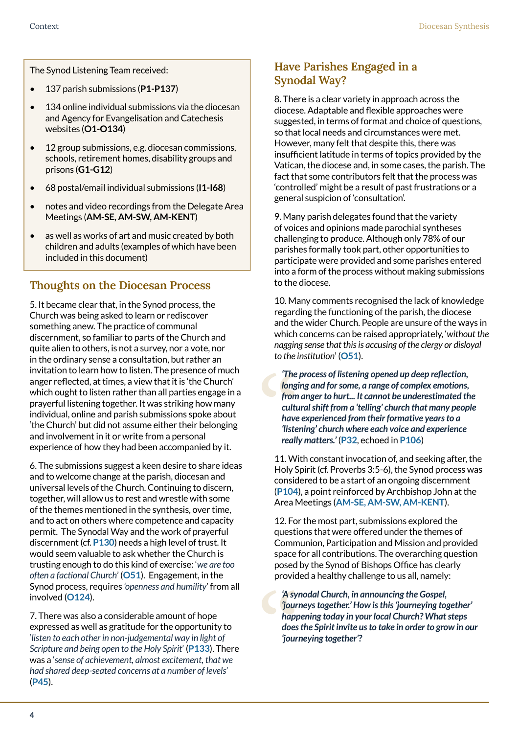The Synod Listening Team received:

- 137 parish submissions (**P1-P137**)
- 134 online individual submissions via the diocesan and Agency for Evangelisation and Catechesis websites (**O1-O134**)
- 12 group submissions, e.g. diocesan commissions, schools, retirement homes, disability groups and prisons (**G1-G12**)
- 68 postal/email individual submissions (**I1-I68**)
- notes and video recordings from the Delegate Area Meetings (**AM-SE, AM-SW, AM-KENT**)
- as well as works of art and music created by both children and adults (examples of which have been included in this document)

## Thoughts on the Diocesan Process

5. It became clear that, in the Synod process, the Church was being asked to learn or rediscover something anew. The practice of communal discernment, so familiar to parts of the Church and quite alien to others, is not a survey, nor a vote, nor in the ordinary sense a consultation, but rather an invitation to learn how to listen. The presence of much anger reflected, at times, a view that it is 'the Church' which ought to listen rather than all parties engage in a prayerful listening together. It was striking how many individual, online and parish submissions spoke about 'the Church' but did not assume either their belonging and involvement in it or write from a personal experience of how they had been accompanied by it.

6. The submissions suggest a keen desire to share ideas and to welcome change at the parish, diocesan and universal levels of the Church. Continuing to discern, together, will allow us to rest and wrestle with some of the themes mentioned in the synthesis, over time, and to act on others where competence and capacity permit. The Synodal Way and the work of prayerful discernment (cf. **P130**) needs a high level of trust. It would seem valuable to ask whether the Church is trusting enough to do this kind of exercise: '*we are too often a factional Church*' (**O51**). Engagement, in the Synod process, requires '*openness and humility*' from all involved (**O124**).

7. There was also a considerable amount of hope expressed as well as gratitude for the opportunity to '*listen to each other in non-judgemental way in light of Scripture and being open to the Holy Spirit*' (**P133**). There was a '*sense of achievement, almost excitement, that we had shared deep-seated concerns at a number of levels*' (**P45**).

## Have Parishes Engaged in a Synodal Way?

8. There is a clear variety in approach across the diocese. Adaptable and flexible approaches were suggested, in terms of format and choice of questions, so that local needs and circumstances were met. However, many felt that despite this, there was insufficient latitude in terms of topics provided by the Vatican, the diocese and, in some cases, the parish. The fact that some contributors felt that the process was 'controlled' might be a result of past frustrations or a general suspicion of 'consultation'.

9. Many parish delegates found that the variety of voices and opinions made parochial syntheses challenging to produce. Although only 78% of our parishes formally took part, other opportunities to participate were provided and some parishes entered into a form of the process without making submissions to the diocese.

10. Many comments recognised the lack of knowledge regarding the functioning of the parish, the diocese and the wider Church. People are unsure of the ways in which concerns can be raised appropriately, '*without the nagging sense that this is accusing of the clergy or disloyal to the institution*' (**O51**).

> ***'The process of listening opened up deep reflection, longing and for some, a range of complex emotions, from anger to hurt... It cannot be underestimated the cultural shift from a 'telling' church that many people have experienced from their formative years to a 'listening' church where each voice and experience really matters.'*** (**P32**, echoed in **P106**)

11. With constant invocation of, and seeking after, the Holy Spirit (cf. Proverbs 3:5-6), the Synod process was considered to be a start of an ongoing discernment (**P104**), a point reinforced by Archbishop John at the Area Meetings (**AM-SE, AM-SW, AM-KENT**).

12. For the most part, submissions explored the questions that were offered under the themes of Communion, Participation and Mission and provided space for all contributions. The overarching question posed by the Synod of Bishops Office has clearly provided a healthy challenge to us all, namely:

> ***'A synodal Church, in announcing the Gospel, 'journeys together.' How is this 'journeying together' happening today in your local Church? What steps does the Spirit invite us to take in order to grow in our 'journeying together'?***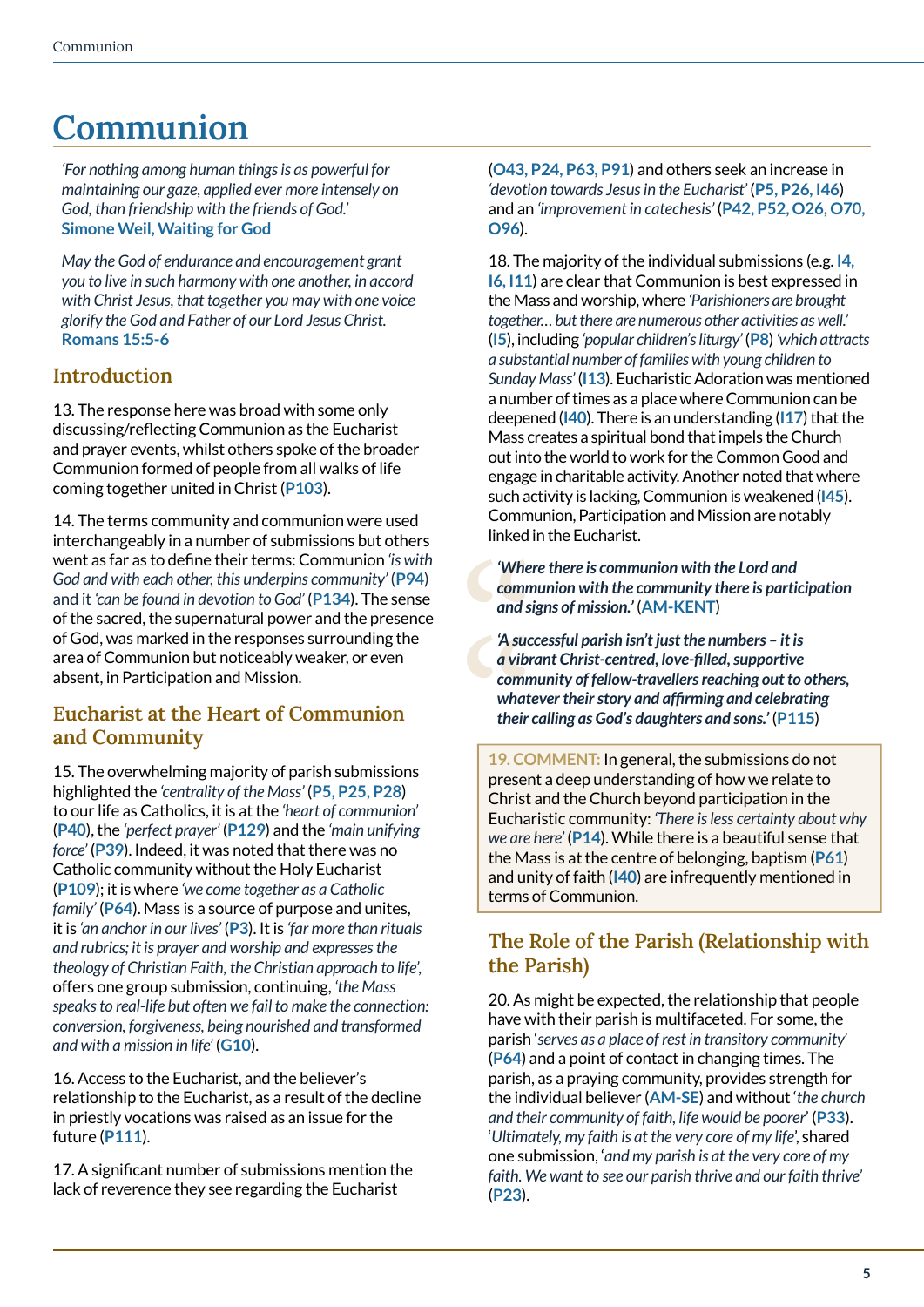# Communion

*'For nothing among human things is as powerful for maintaining our gaze, applied ever more intensely on God, than friendship with the friends of God.'*
**Simone Weil, Waiting for God**

*May the God of endurance and encouragement grant you to live in such harmony with one another, in accord with Christ Jesus, that together you may with one voice glorify the God and Father of our Lord Jesus Christ.*
**Romans 15:5-6**

## Introduction

13. The response here was broad with some only discussing/reflecting Communion as the Eucharist and prayer events, whilst others spoke of the broader Communion formed of people from all walks of life coming together united in Christ (**P103**).

14. The terms community and communion were used interchangeably in a number of submissions but others went as far as to define their terms: Communion *'is with God and with each other, this underpins community'* (**P94**) and it *'can be found in devotion to God'* (**P134**). The sense of the sacred, the supernatural power and the presence of God, was marked in the responses surrounding the area of Communion but noticeably weaker, or even absent, in Participation and Mission.

## Eucharist at the Heart of Communion and Community

15. The overwhelming majority of parish submissions highlighted the *'centrality of the Mass'* (**P5, P25, P28**) to our life as Catholics, it is at the *'heart of communion'* (**P40**), the *'perfect prayer'* (**P129**) and the *'main unifying force'* (**P39**). Indeed, it was noted that there was no Catholic community without the Holy Eucharist (**P109**); it is where *'we come together as a Catholic family'* (**P64**). Mass is a source of purpose and unites, it is *'an anchor in our lives'* (**P3**). It is *'far more than rituals and rubrics; it is prayer and worship and expresses the theology of Christian Faith, the Christian approach to life'*, offers one group submission, continuing, *'the Mass speaks to real-life but often we fail to make the connection: conversion, forgiveness, being nourished and transformed and with a mission in life'* (**G10**).

16. Access to the Eucharist, and the believer's relationship to the Eucharist, as a result of the decline in priestly vocations was raised as an issue for the future (**P111**).

17. A significant number of submissions mention the lack of reverence they see regarding the Eucharist (**O43, P24, P63, P91**) and others seek an increase in *'devotion towards Jesus in the Eucharist'* (**P5, P26, I46**) and an *'improvement in catechesis'* (**P42, P52, O26, O70, O96**).

18. The majority of the individual submissions (e.g. **I4, I6, I11**) are clear that Communion is best expressed in the Mass and worship, where *'Parishioners are brought together… but there are numerous other activities as well.'* (**I5**), including *'popular children's liturgy'* (**P8**) *'which attracts a substantial number of families with young children to Sunday Mass'* (**I13**). Eucharistic Adoration was mentioned a number of times as a place where Communion can be deepened (**I40**). There is an understanding (**I17**) that the Mass creates a spiritual bond that impels the Church out into the world to work for the Common Good and engage in charitable activity. Another noted that where such activity is lacking, Communion is weakened (**I45**). Communion, Participation and Mission are notably linked in the Eucharist.

> ***'Where there is communion with the Lord and communion with the community there is participation and signs of mission.'*** (**AM-KENT**)

> ***'A successful parish isn't just the numbers – it is a vibrant Christ-centred, love-filled, supportive community of fellow-travellers reaching out to others, whatever their story and affirming and celebrating their calling as God's daughters and sons.'*** (**P115**)

> **19. COMMENT:** In general, the submissions do not present a deep understanding of how we relate to Christ and the Church beyond participation in the Eucharistic community: *'There is less certainty about why we are here'* (**P14**). While there is a beautiful sense that the Mass is at the centre of belonging, baptism (**P61**) and unity of faith (**I40**) are infrequently mentioned in terms of Communion.

## The Role of the Parish (Relationship with the Parish)

20. As might be expected, the relationship that people have with their parish is multifaceted. For some, the parish '*serves as a place of rest in transitory community*' (**P64**) and a point of contact in changing times. The parish, as a praying community, provides strength for the individual believer (**AM-SE**) and without '*the church and their community of faith, life would be poorer*' (**P33**). '*Ultimately, my faith is at the very core of my life*', shared one submission, '*and my parish is at the very core of my faith. We want to see our parish thrive and our faith thrive*' (**P23**).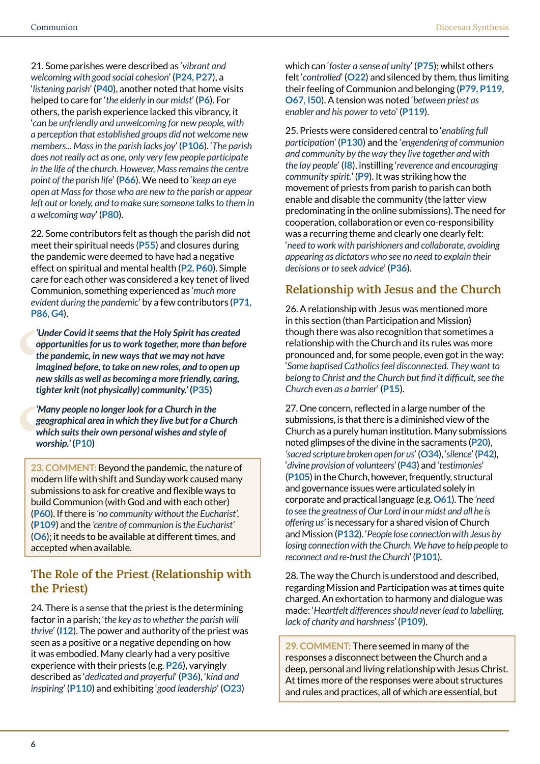21. Some parishes were described as '*vibrant and welcoming with good social cohesion*' (**P24, P27**), a '*listening parish*' (**P40**), another noted that home visits helped to care for '*the elderly in our midst*' (**P6**). For others, the parish experience lacked this vibrancy, it '*can be unfriendly and unwelcoming for new people, with a perception that established groups did not welcome new members... Mass in the parish lacks joy*' (**P106**). '*The parish does not really act as one, only very few people participate in the life of the church. However, Mass remains the centre point of the parish life*' (**P66**). We need to '*keep an eye open at Mass for those who are new to the parish or appear left out or lonely, and to make sure someone talks to them in a welcoming way*' (**P80**).

22. Some contributors felt as though the parish did not meet their spiritual needs (**P55**) and closures during the pandemic were deemed to have had a negative effect on spiritual and mental health (**P2, P60**). Simple care for each other was considered a key tenet of lived Communion, something experienced as '*much more evident during the pandemic*' by a few contributors (**P71, P86, G4**).

> ***'Under Covid it seems that the Holy Spirit has created opportunities for us to work together, more than before the pandemic, in new ways that we may not have imagined before, to take on new roles, and to open up new skills as well as becoming a more friendly, caring, tighter knit (not physically) community.'* (P35)**

> ***'Many people no longer look for a Church in the geographical area in which they live but for a Church which suits their own personal wishes and style of worship.'* (P10)**

> **23. COMMENT:** Beyond the pandemic, the nature of modern life with shift and Sunday work caused many submissions to ask for creative and flexible ways to build Communion (with God and with each other) (**P60**). If there is *'no community without the Eucharist',* (**P109**) and the *'centre of communion is the Eucharist'* (**O6**); it needs to be available at different times, and accepted when available.

## The Role of the Priest (Relationship with the Priest)

24. There is a sense that the priest is the determining factor in a parish; '*the key as to whether the parish will thrive*' (**I12**). The power and authority of the priest was seen as a positive or a negative depending on how it was embodied. Many clearly had a very positive experience with their priests (e.g. **P26**), varyingly described as '*dedicated and prayerful*' (**P36**), '*kind and inspiring*' (**P110**) and exhibiting '*good leadership*' (**O23**) which can '*foster a sense of unity*' (**P75**); whilst others felt '*controlled*' (**O22**) and silenced by them, thus limiting their feeling of Communion and belonging (**P79, P119, O67, I50**). A tension was noted '*between priest as enabler and his power to veto*' (**P119**).

25. Priests were considered central to '*enabling full participation*' (**P130**) and the '*engendering of communion and community by the way they live together and with the lay people*' (**I8**), instilling '*reverence and encouraging community spirit.*' (**P9**). It was striking how the movement of priests from parish to parish can both enable and disable the community (the latter view predominating in the online submissions). The need for cooperation, collaboration or even co-responsibility was a recurring theme and clearly one dearly felt: '*need to work with parishioners and collaborate, avoiding appearing as dictators who see no need to explain their decisions or to seek advice*' (**P36**).

## Relationship with Jesus and the Church

26. A relationship with Jesus was mentioned more in this section (than Participation and Mission) though there was also recognition that sometimes a relationship with the Church and its rules was more pronounced and, for some people, even got in the way: '*Some baptised Catholics feel disconnected. They want to belong to Christ and the Church but find it difficult, see the Church even as a barrier*' (**P15**).

27. One concern, reflected in a large number of the submissions, is that there is a diminished view of the Church as a purely human institution. Many submissions noted glimpses of the divine in the sacraments (**P20**), '*sacred scripture broken open for us*' (**O34**), '*silence*' (**P42**), '*divine provision of volunteers*' (**P43**) and '*testimonies*' (**P105**) in the Church, however, frequently, structural and governance issues were articulated solely in corporate and practical language (e.g. **O61**). The *'need to see the greatness of Our Lord in our midst and all he is offering us'* is necessary for a shared vision of Church and Mission (**P132**). '*People lose connection with Jesus by losing connection with the Church. We have to help people to reconnect and re-trust the Church*' (**P101**).

28. The way the Church is understood and described, regarding Mission and Participation was at times quite charged. An exhortation to harmony and dialogue was made: '*Heartfelt differences should never lead to labelling, lack of charity and harshness*' (**P109**).

> **29. COMMENT:** There seemed in many of the responses a disconnect between the Church and a deep, personal and living relationship with Jesus Christ. At times more of the responses were about structures and rules and practices, all of which are essential, but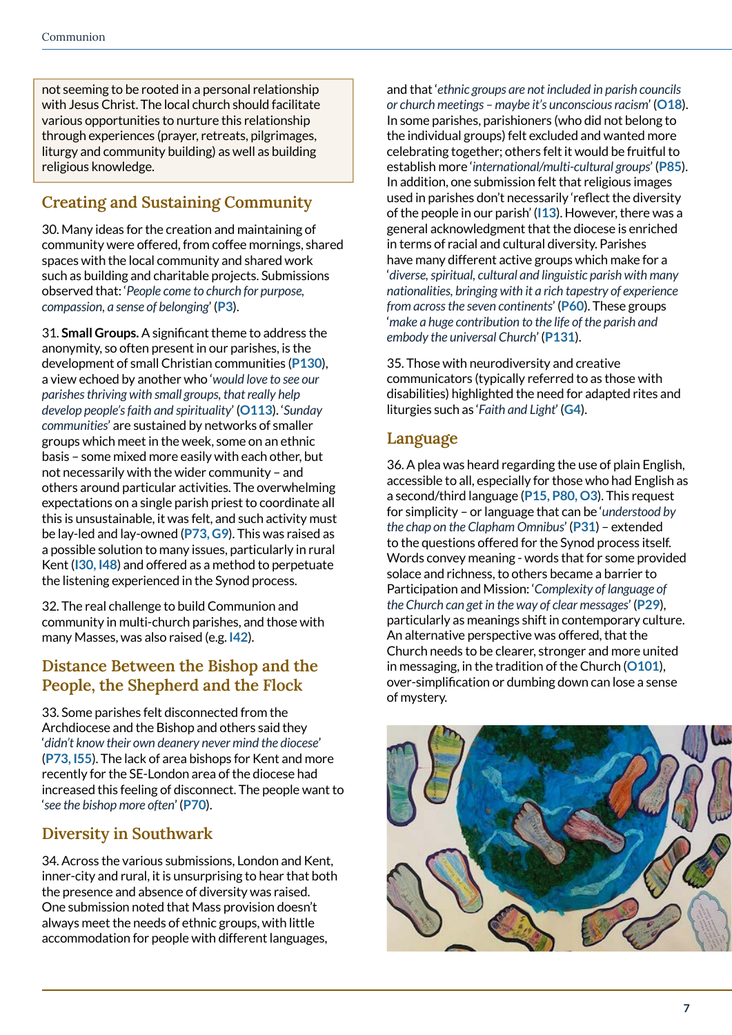not seeming to be rooted in a personal relationship with Jesus Christ. The local church should facilitate various opportunities to nurture this relationship through experiences (prayer, retreats, pilgrimages, liturgy and community building) as well as building religious knowledge.

## Creating and Sustaining Community

30. Many ideas for the creation and maintaining of community were offered, from coffee mornings, shared spaces with the local community and shared work such as building and charitable projects. Submissions observed that: '*People come to church for purpose, compassion, a sense of belonging*' (**P3**).

31. **Small Groups.** A significant theme to address the anonymity, so often present in our parishes, is the development of small Christian communities (**P130**), a view echoed by another who '*would love to see our parishes thriving with small groups, that really help develop people's faith and spirituality*' (**O113**). '*Sunday communities*' are sustained by networks of smaller groups which meet in the week, some on an ethnic basis – some mixed more easily with each other, but not necessarily with the wider community – and others around particular activities. The overwhelming expectations on a single parish priest to coordinate all this is unsustainable, it was felt, and such activity must be lay-led and lay-owned (**P73, G9**). This was raised as a possible solution to many issues, particularly in rural Kent (**I30, I48**) and offered as a method to perpetuate the listening experienced in the Synod process.

32. The real challenge to build Communion and community in multi-church parishes, and those with many Masses, was also raised (e.g. **I42**).

## Distance Between the Bishop and the People, the Shepherd and the Flock

33. Some parishes felt disconnected from the Archdiocese and the Bishop and others said they '*didn't know their own deanery never mind the diocese*' (**P73, I55**). The lack of area bishops for Kent and more recently for the SE-London area of the diocese had increased this feeling of disconnect. The people want to '*see the bishop more often*' (**P70**).

## Diversity in Southwark

34. Across the various submissions, London and Kent, inner-city and rural, it is unsurprising to hear that both the presence and absence of diversity was raised. One submission noted that Mass provision doesn't always meet the needs of ethnic groups, with little accommodation for people with different languages, and that '*ethnic groups are not included in parish councils or church meetings – maybe it's unconscious racism*' (**O18**). In some parishes, parishioners (who did not belong to the individual groups) felt excluded and wanted more celebrating together; others felt it would be fruitful to establish more '*international/multi-cultural groups*' (**P85**). In addition, one submission felt that religious images used in parishes don't necessarily 'reflect the diversity of the people in our parish' (**I13**). However, there was a general acknowledgment that the diocese is enriched in terms of racial and cultural diversity. Parishes have many different active groups which make for a '*diverse, spiritual, cultural and linguistic parish with many nationalities, bringing with it a rich tapestry of experience from across the seven continents*' (**P60**). These groups '*make a huge contribution to the life of the parish and embody the universal Church*' (**P131**).

35. Those with neurodiversity and creative communicators (typically referred to as those with disabilities) highlighted the need for adapted rites and liturgies such as '*Faith and Light*' (**G4**).

## Language

36. A plea was heard regarding the use of plain English, accessible to all, especially for those who had English as a second/third language (**P15, P80, O3**). This request for simplicity – or language that can be '*understood by the chap on the Clapham Omnibus*' (**P31**) – extended to the questions offered for the Synod process itself. Words convey meaning - words that for some provided solace and richness, to others became a barrier to Participation and Mission: '*Complexity of language of the Church can get in the way of clear messages*' (**P29**), particularly as meanings shift in contemporary culture. An alternative perspective was offered, that the Church needs to be clearer, stronger and more united in messaging, in the tradition of the Church (**O101**), over-simplification or dumbing down can lose a sense of mystery.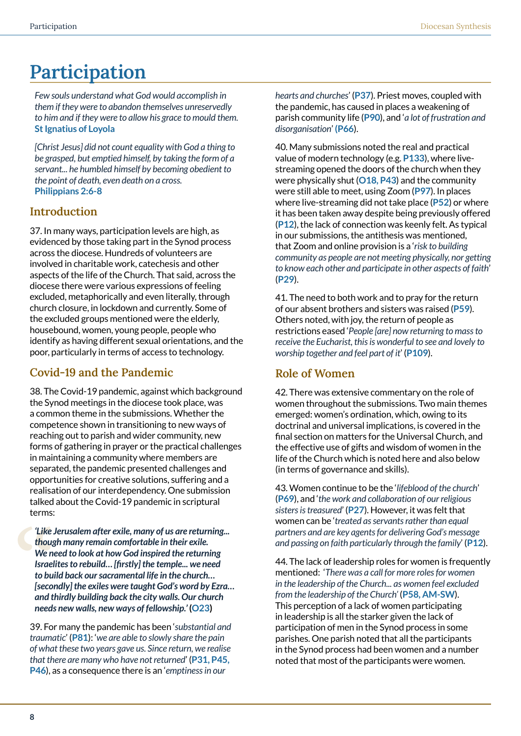# Participation

*Few souls understand what God would accomplish in them if they were to abandon themselves unreservedly to him and if they were to allow his grace to mould them.*
**St Ignatius of Loyola**

*[Christ Jesus] did not count equality with God a thing to be grasped, but emptied himself, by taking the form of a servant... he humbled himself by becoming obedient to the point of death, even death on a cross.*
**Philippians 2:6-8**

## Introduction

37. In many ways, participation levels are high, as evidenced by those taking part in the Synod process across the diocese. Hundreds of volunteers are involved in charitable work, catechesis and other aspects of the life of the Church. That said, across the diocese there were various expressions of feeling excluded, metaphorically and even literally, through church closure, in lockdown and currently. Some of the excluded groups mentioned were the elderly, housebound, women, young people, people who identify as having different sexual orientations, and the poor, particularly in terms of access to technology.

## Covid-19 and the Pandemic

38. The Covid-19 pandemic, against which background the Synod meetings in the diocese took place, was a common theme in the submissions. Whether the competence shown in transitioning to new ways of reaching out to parish and wider community, new forms of gathering in prayer or the practical challenges in maintaining a community where members are separated, the pandemic presented challenges and opportunities for creative solutions, suffering and a realisation of our interdependency. One submission talked about the Covid-19 pandemic in scriptural terms:

> ***'Like Jerusalem after exile, many of us are returning... though many remain comfortable in their exile. We need to look at how God inspired the returning Israelites to rebuild... [firstly] the temple... we need to build back our sacramental life in the church... [secondly] the exiles were taught God's word by Ezra... and thirdly building back the city walls. Our church needs new walls, new ways of fellowship.'* (O23)**

39. For many the pandemic has been '*substantial and traumatic*' (**P81**): '*we are able to slowly share the pain of what these two years gave us. Since return, we realise that there are many who have not returned*' (**P31, P45, P46**), as a consequence there is an '*emptiness in our hearts and churches*' (**P37**). Priest moves, coupled with the pandemic, has caused in places a weakening of parish community life (**P90**), and '*a lot of frustration and disorganisation*' (**P66**).

40. Many submissions noted the real and practical value of modern technology (e.g. **P133**), where live-streaming opened the doors of the church when they were physically shut (**O18, P43**) and the community were still able to meet, using Zoom (**P97**). In places where live-streaming did not take place (**P52**) or where it has been taken away despite being previously offered (**P12**), the lack of connection was keenly felt. As typical in our submissions, the antithesis was mentioned, that Zoom and online provision is a '*risk to building community as people are not meeting physically, nor getting to know each other and participate in other aspects of faith*' (**P29**).

41. The need to both work and to pray for the return of our absent brothers and sisters was raised (**P59**). Others noted, with joy, the return of people as restrictions eased '*People [are] now returning to mass to receive the Eucharist, this is wonderful to see and lovely to worship together and feel part of it*' (**P109**).

## Role of Women

42. There was extensive commentary on the role of women throughout the submissions. Two main themes emerged: women's ordination, which, owing to its doctrinal and universal implications, is covered in the final section on matters for the Universal Church, and the effective use of gifts and wisdom of women in the life of the Church which is noted here and also below (in terms of governance and skills).

43. Women continue to be the '*lifeblood of the church*' (**P69**), and '*the work and collaboration of our religious sisters is treasured*' (**P27**). However, it was felt that women can be '*treated as servants rather than equal partners and are key agents for delivering God's message and passing on faith particularly through the family*' (**P12**).

44. The lack of leadership roles for women is frequently mentioned: '*There was a call for more roles for women in the leadership of the Church... as women feel excluded from the leadership of the Church*' (**P58, AM-SW**). This perception of a lack of women participating in leadership is all the starker given the lack of participation of men in the Synod process in some parishes. One parish noted that all the participants in the Synod process had been women and a number noted that most of the participants were women.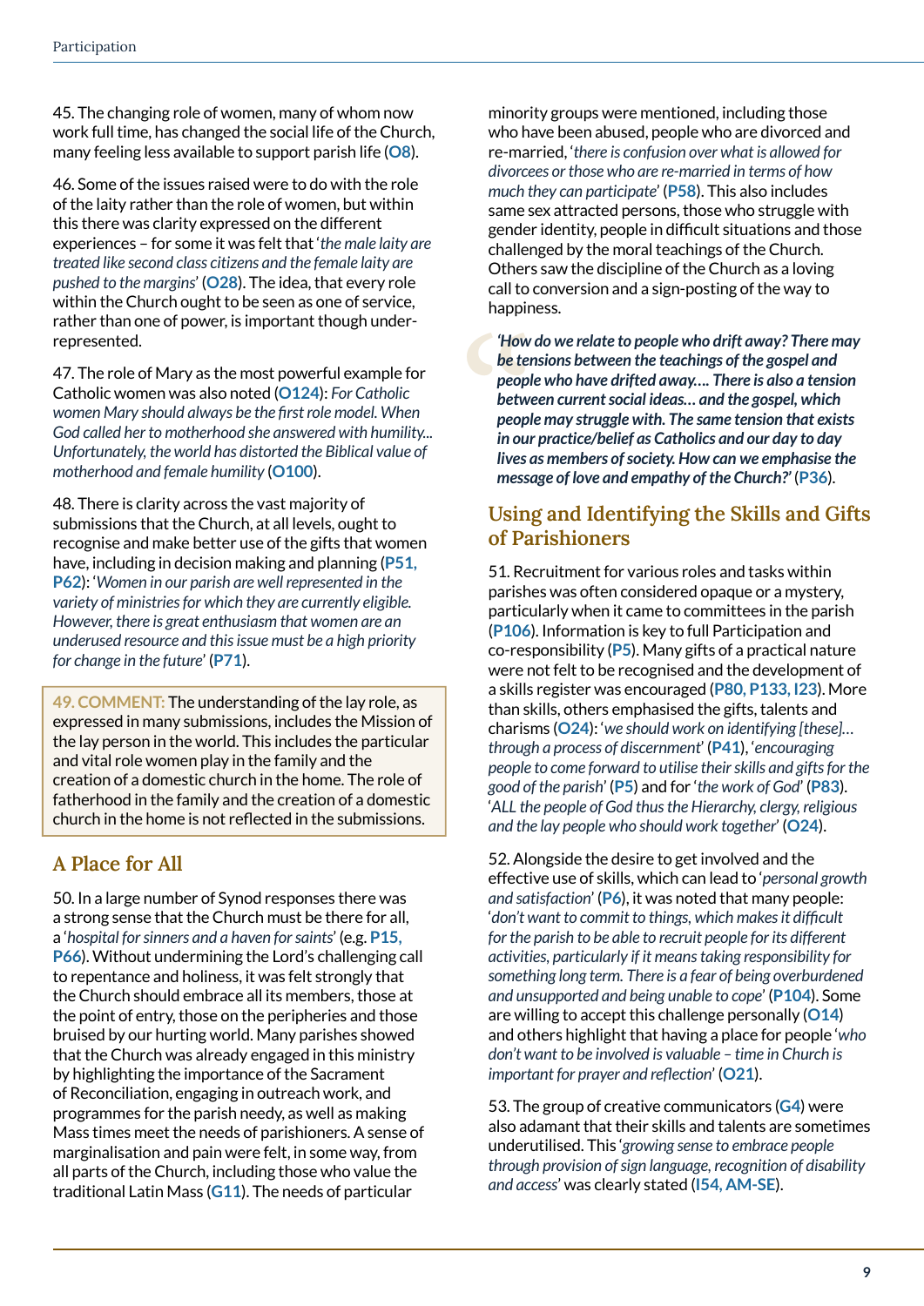45. The changing role of women, many of whom now work full time, has changed the social life of the Church, many feeling less available to support parish life (**O8**).

46. Some of the issues raised were to do with the role of the laity rather than the role of women, but within this there was clarity expressed on the different experiences – for some it was felt that '*the male laity are treated like second class citizens and the female laity are pushed to the margins*' (**O28**). The idea, that every role within the Church ought to be seen as one of service, rather than one of power, is important though under-represented.

47. The role of Mary as the most powerful example for Catholic women was also noted (**O124**): *For Catholic women Mary should always be the first role model. When God called her to motherhood she answered with humility... Unfortunately, the world has distorted the Biblical value of motherhood and female humility* (**O100**).

48. There is clarity across the vast majority of submissions that the Church, at all levels, ought to recognise and make better use of the gifts that women have, including in decision making and planning (**P51, P62**): '*Women in our parish are well represented in the variety of ministries for which they are currently eligible. However, there is great enthusiasm that women are an underused resource and this issue must be a high priority for change in the future*' (**P71**).

**49. COMMENT:** The understanding of the lay role, as expressed in many submissions, includes the Mission of the lay person in the world. This includes the particular and vital role women play in the family and the creation of a domestic church in the home. The role of fatherhood in the family and the creation of a domestic church in the home is not reflected in the submissions.

## A Place for All

50. In a large number of Synod responses there was a strong sense that the Church must be there for all, a '*hospital for sinners and a haven for saints*' (e.g. **P15, P66**). Without undermining the challenging call to repentance and holiness, it was felt strongly that the Church should embrace all its members, those at the point of entry, those on the peripheries and those bruised by our hurting world. Many parishes showed that the Church was already engaged in this ministry by highlighting the importance of the Sacrament of Reconciliation, engaging in outreach work, and programmes for the parish needy, as well as making Mass times meet the needs of parishioners. A sense of marginalisation and pain were felt, in some way, from all parts of the Church, including those who value the traditional Latin Mass (**G11**). The needs of particular minority groups were mentioned, including those who have been abused, people who are divorced and re-married, '*there is confusion over what is allowed for divorcees or those who are re-married in terms of how much they can participate*' (**P58**). This also includes same sex attracted persons, those who struggle with gender identity, people in difficult situations and those challenged by the moral teachings of the Church. Others saw the discipline of the Church as a loving call to conversion and a sign-posting of the way to happiness.

> ***'How do we relate to people who drift away? There may be tensions between the teachings of the gospel and people who have drifted away.... There is also a tension between current social ideas... and the gospel, which people may struggle with. The same tension that exists in our practice/belief as Catholics and our day to day lives as members of society. How can we emphasise the message of love and empathy of the Church?'*** (**P36**).

## Using and Identifying the Skills and Gifts of Parishioners

51. Recruitment for various roles and tasks within parishes was often considered opaque or a mystery, particularly when it came to committees in the parish (**P106**). Information is key to full Participation and co-responsibility (**P5**). Many gifts of a practical nature were not felt to be recognised and the development of a skills register was encouraged (**P80, P133, I23**). More than skills, others emphasised the gifts, talents and charisms (**O24**): '*we should work on identifying [these]... through a process of discernment*' (**P41**), '*encouraging people to come forward to utilise their skills and gifts for the good of the parish*' (**P5**) and for '*the work of God*' (**P83**). '*ALL the people of God thus the Hierarchy, clergy, religious and the lay people who should work together*' (**O24**).

52. Alongside the desire to get involved and the effective use of skills, which can lead to '*personal growth and satisfaction*' (**P6**), it was noted that many people: '*don't want to commit to things, which makes it difficult for the parish to be able to recruit people for its different activities, particularly if it means taking responsibility for something long term. There is a fear of being overburdened and unsupported and being unable to cope*' (**P104**). Some are willing to accept this challenge personally (**O14**) and others highlight that having a place for people '*who don't want to be involved is valuable – time in Church is important for prayer and reflection*' (**O21**).

53. The group of creative communicators (**G4**) were also adamant that their skills and talents are sometimes underutilised. This '*growing sense to embrace people through provision of sign language, recognition of disability and access*' was clearly stated (**I54, AM-SE**).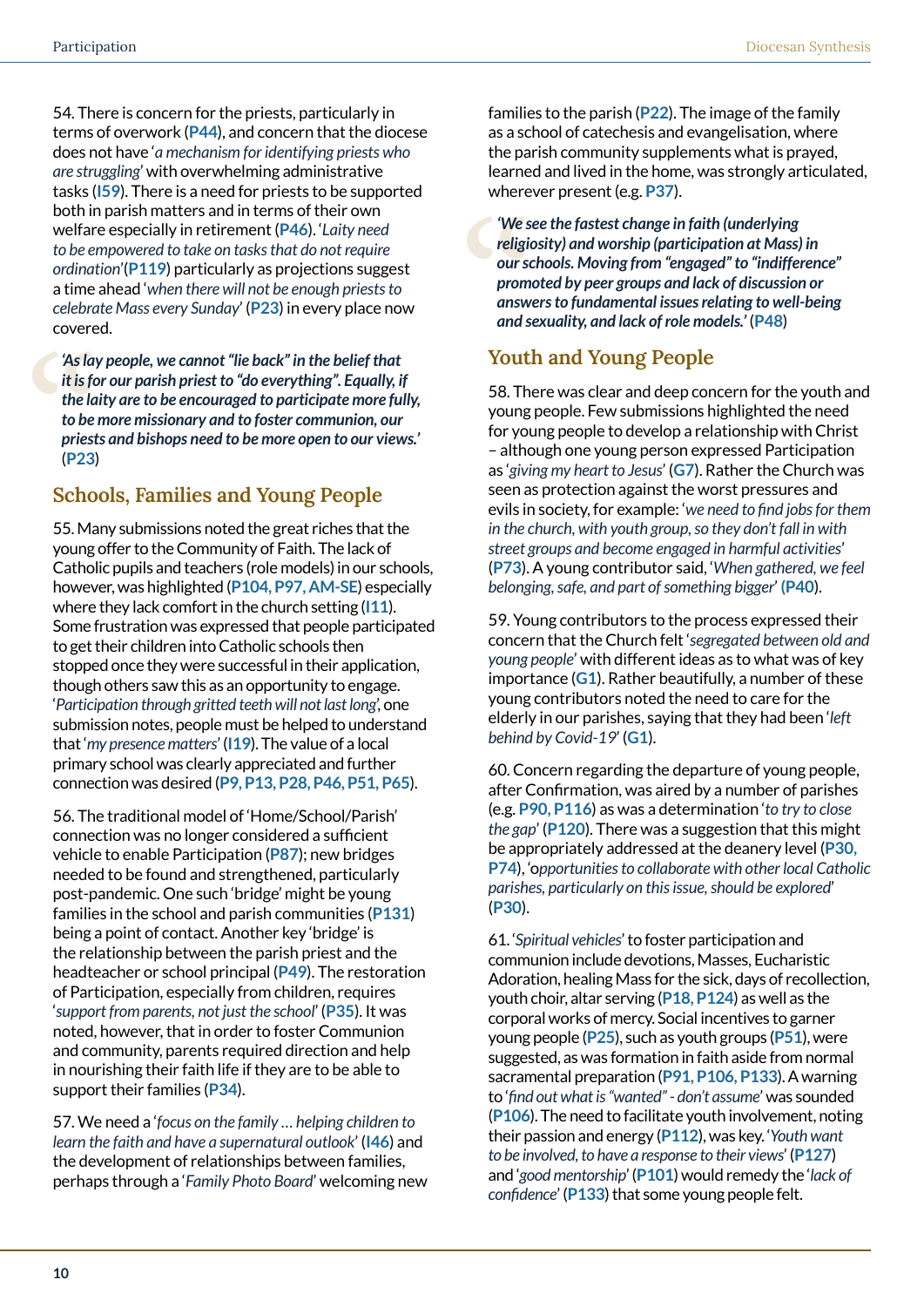54. There is concern for the priests, particularly in terms of overwork (P44), and concern that the diocese does not have '*a mechanism for identifying priests who are struggling*' with overwhelming administrative tasks (I59). There is a need for priests to be supported both in parish matters and in terms of their own welfare especially in retirement (P46). '*Laity need to be empowered to take on tasks that do not require ordination*'(P119) particularly as projections suggest a time ahead '*when there will not be enough priests to celebrate Mass every Sunday*' (P23) in every place now covered.

> ***'As lay people, we cannot "lie back" in the belief that it is for our parish priest to "do everything". Equally, if the laity are to be encouraged to participate more fully, to be more missionary and to foster communion, our priests and bishops need to be more open to our views.'*** (P23)

## Schools, Families and Young People

55. Many submissions noted the great riches that the young offer to the Community of Faith. The lack of Catholic pupils and teachers (role models) in our schools, however, was highlighted (P104, P97, AM-SE) especially where they lack comfort in the church setting (I11). Some frustration was expressed that people participated to get their children into Catholic schools then stopped once they were successful in their application, though others saw this as an opportunity to engage. '*Participation through gritted teeth will not last long*', one submission notes, people must be helped to understand that '*my presence matters*' (I19). The value of a local primary school was clearly appreciated and further connection was desired (P9, P13, P28, P46, P51, P65).

56. The traditional model of 'Home/School/Parish' connection was no longer considered a sufficient vehicle to enable Participation (P87); new bridges needed to be found and strengthened, particularly post-pandemic. One such 'bridge' might be young families in the school and parish communities (P131) being a point of contact. Another key 'bridge' is the relationship between the parish priest and the headteacher or school principal (P49). The restoration of Participation, especially from children, requires '*support from parents, not just the school*' (P35). It was noted, however, that in order to foster Communion and community, parents required direction and help in nourishing their faith life if they are to be able to support their families (P34).

57. We need a '*focus on the family … helping children to learn the faith and have a supernatural outlook*' (I46) and the development of relationships between families, perhaps through a '*Family Photo Board*' welcoming new families to the parish (P22). The image of the family as a school of catechesis and evangelisation, where the parish community supplements what is prayed, learned and lived in the home, was strongly articulated, wherever present (e.g. P37).

> ***'We see the fastest change in faith (underlying religiosity) and worship (participation at Mass) in our schools. Moving from "engaged" to "indifference" promoted by peer groups and lack of discussion or answers to fundamental issues relating to well-being and sexuality, and lack of role models.'*** (P48)

## Youth and Young People

58. There was clear and deep concern for the youth and young people. Few submissions highlighted the need for young people to develop a relationship with Christ – although one young person expressed Participation as '*giving my heart to Jesus*' (G7). Rather the Church was seen as protection against the worst pressures and evils in society, for example: '*we need to find jobs for them in the church, with youth group, so they don't fall in with street groups and become engaged in harmful activities*' (P73). A young contributor said, '*When gathered, we feel belonging, safe, and part of something bigger*' (P40).

59. Young contributors to the process expressed their concern that the Church felt '*segregated between old and young people*' with different ideas as to what was of key importance (G1). Rather beautifully, a number of these young contributors noted the need to care for the elderly in our parishes, saying that they had been '*left behind by Covid-19*' (G1).

60. Concern regarding the departure of young people, after Confirmation, was aired by a number of parishes (e.g. P90, P116) as was a determination '*to try to close the gap*' (P120). There was a suggestion that this might be appropriately addressed at the deanery level (P30, P74), '*opportunities to collaborate with other local Catholic parishes, particularly on this issue, should be explored*' (P30).

61. '*Spiritual vehicles*' to foster participation and communion include devotions, Masses, Eucharistic Adoration, healing Mass for the sick, days of recollection, youth choir, altar serving (P18, P124) as well as the corporal works of mercy. Social incentives to garner young people (P25), such as youth groups (P51), were suggested, as was formation in faith aside from normal sacramental preparation (P91, P106, P133). A warning to '*find out what is "wanted" - don't assume*' was sounded (P106). The need to facilitate youth involvement, noting their passion and energy (P112), was key. '*Youth want to be involved, to have a response to their views*' (P127) and '*good mentorship*' (P101) would remedy the '*lack of confidence*' (P133) that some young people felt.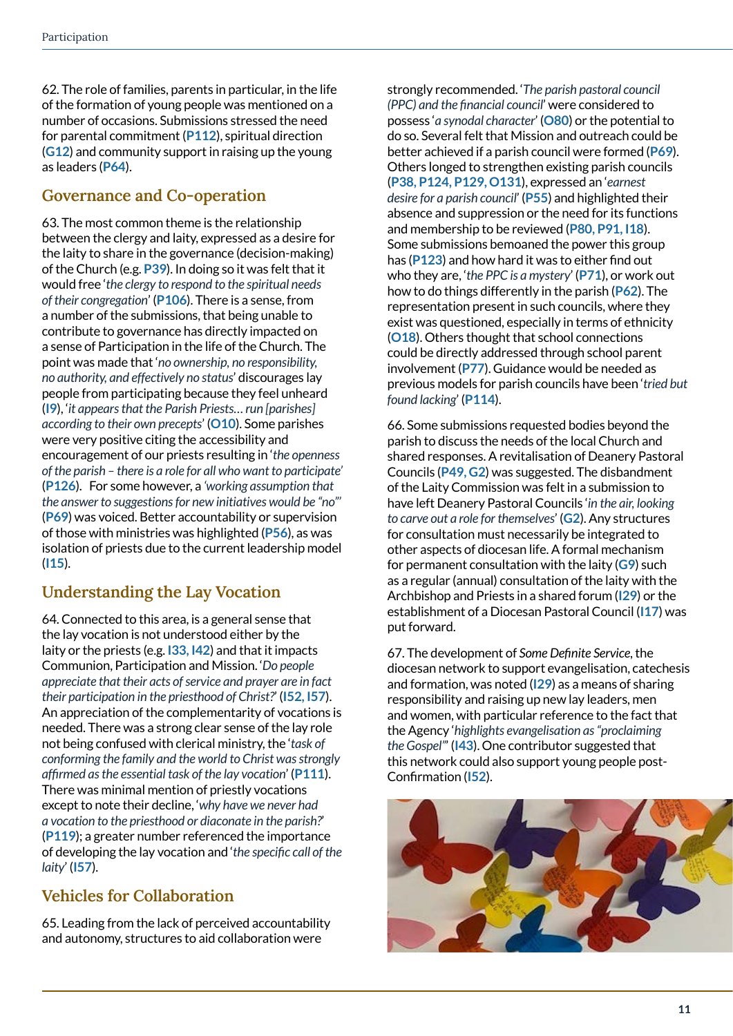62. The role of families, parents in particular, in the life of the formation of young people was mentioned on a number of occasions. Submissions stressed the need for parental commitment (**P112**), spiritual direction (**G12**) and community support in raising up the young as leaders (**P64**).

## Governance and Co-operation

63. The most common theme is the relationship between the clergy and laity, expressed as a desire for the laity to share in the governance (decision-making) of the Church (e.g. **P39**). In doing so it was felt that it would free '*the clergy to respond to the spiritual needs of their congregation*' (**P106**). There is a sense, from a number of the submissions, that being unable to contribute to governance has directly impacted on a sense of Participation in the life of the Church. The point was made that '*no ownership, no responsibility, no authority, and effectively no status*' discourages lay people from participating because they feel unheard (**I9**), '*it appears that the Parish Priests… run [parishes] according to their own precepts*' (**O10**). Some parishes were very positive citing the accessibility and encouragement of our priests resulting in '*the openness of the parish – there is a role for all who want to participate*' (**P126**). For some however, a '*working assumption that the answer to suggestions for new initiatives would be "no"*' (**P69**) was voiced. Better accountability or supervision of those with ministries was highlighted (**P56**), as was isolation of priests due to the current leadership model (**I15**).

## Understanding the Lay Vocation

64. Connected to this area, is a general sense that the lay vocation is not understood either by the laity or the priests (e.g. **I33, I42**) and that it impacts Communion, Participation and Mission. '*Do people appreciate that their acts of service and prayer are in fact their participation in the priesthood of Christ?*' (**I52, I57**). An appreciation of the complementarity of vocations is needed. There was a strong clear sense of the lay role not being confused with clerical ministry, the '*task of conforming the family and the world to Christ was strongly affirmed as the essential task of the lay vocation*' (**P111**). There was minimal mention of priestly vocations except to note their decline, '*why have we never had a vocation to the priesthood or diaconate in the parish?*' (**P119**); a greater number referenced the importance of developing the lay vocation and '*the specific call of the laity*' (**I57**).

## Vehicles for Collaboration

65. Leading from the lack of perceived accountability and autonomy, structures to aid collaboration were strongly recommended. '*The parish pastoral council (PPC) and the financial council*' were considered to possess '*a synodal character*' (**O80**) or the potential to do so. Several felt that Mission and outreach could be better achieved if a parish council were formed (**P69**). Others longed to strengthen existing parish councils (**P38, P124, P129, O131**), expressed an '*earnest desire for a parish council*' (**P55**) and highlighted their absence and suppression or the need for its functions and membership to be reviewed (**P80, P91, I18**). Some submissions bemoaned the power this group has (**P123**) and how hard it was to either find out who they are, '*the PPC is a mystery*' (**P71**), or work out how to do things differently in the parish (**P62**). The representation present in such councils, where they exist was questioned, especially in terms of ethnicity (**O18**). Others thought that school connections could be directly addressed through school parent involvement (**P77**). Guidance would be needed as previous models for parish councils have been '*tried but found lacking*' (**P114**).

66. Some submissions requested bodies beyond the parish to discuss the needs of the local Church and shared responses. A revitalisation of Deanery Pastoral Councils (**P49, G2**) was suggested. The disbandment of the Laity Commission was felt in a submission to have left Deanery Pastoral Councils '*in the air, looking to carve out a role for themselves*' (**G2**). Any structures for consultation must necessarily be integrated to other aspects of diocesan life. A formal mechanism for permanent consultation with the laity (**G9**) such as a regular (annual) consultation of the laity with the Archbishop and Priests in a shared forum (**I29**) or the establishment of a Diocesan Pastoral Council (**I17**) was put forward.

67. The development of *Some Definite Service*, the diocesan network to support evangelisation, catechesis and formation, was noted (**I29**) as a means of sharing responsibility and raising up new lay leaders, men and women, with particular reference to the fact that the Agency '*highlights evangelisation as "proclaiming the Gospel"*' (**I43**). One contributor suggested that this network could also support young people post-Confirmation (**I52**).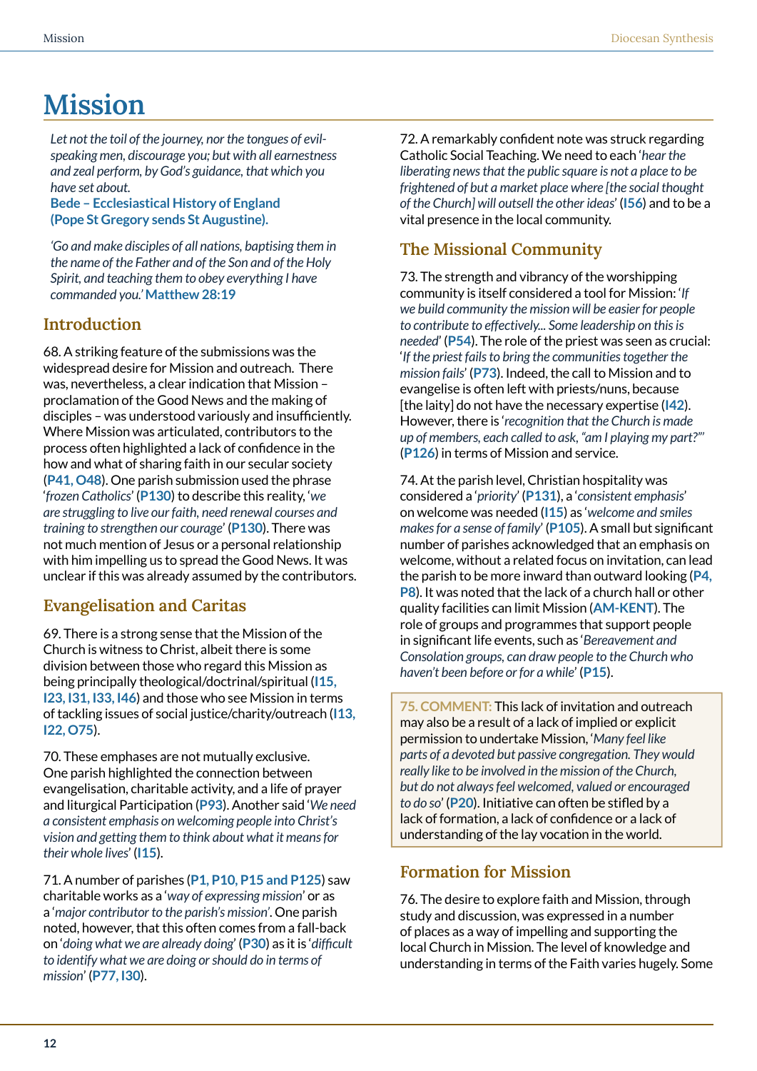# Mission

*Let not the toil of the journey, nor the tongues of evil-speaking men, discourage you; but with all earnestness and zeal perform, by God's guidance, that which you have set about.*
**Bede – Ecclesiastical History of England (Pope St Gregory sends St Augustine).**

*'Go and make disciples of all nations, baptising them in the name of the Father and of the Son and of the Holy Spirit, and teaching them to obey everything I have commanded you.'* **Matthew 28:19**

## Introduction

68. A striking feature of the submissions was the widespread desire for Mission and outreach. There was, nevertheless, a clear indication that Mission – proclamation of the Good News and the making of disciples – was understood variously and insufficiently. Where Mission was articulated, contributors to the process often highlighted a lack of confidence in the how and what of sharing faith in our secular society (**P41, O48**). One parish submission used the phrase '*frozen Catholics*' (**P130**) to describe this reality, '*we are struggling to live our faith, need renewal courses and training to strengthen our courage*' (**P130**). There was not much mention of Jesus or a personal relationship with him impelling us to spread the Good News. It was unclear if this was already assumed by the contributors.

## Evangelisation and Caritas

69. There is a strong sense that the Mission of the Church is witness to Christ, albeit there is some division between those who regard this Mission as being principally theological/doctrinal/spiritual (**I15, I23, I31, I33, I46**) and those who see Mission in terms of tackling issues of social justice/charity/outreach (**I13, I22, O75**).

70. These emphases are not mutually exclusive. One parish highlighted the connection between evangelisation, charitable activity, and a life of prayer and liturgical Participation (**P93**). Another said '*We need a consistent emphasis on welcoming people into Christ's vision and getting them to think about what it means for their whole lives*' (**I15**).

71. A number of parishes (**P1, P10, P15 and P125**) saw charitable works as a '*way of expressing mission*' or as a '*major contributor to the parish's mission*'. One parish noted, however, that this often comes from a fall-back on '*doing what we are already doing*' (**P30**) as it is '*difficult to identify what we are doing or should do in terms of mission*' (**P77, I30**).

72. A remarkably confident note was struck regarding Catholic Social Teaching. We need to each '*hear the liberating news that the public square is not a place to be frightened of but a market place where [the social thought of the Church] will outsell the other ideas*' (**I56**) and to be a vital presence in the local community.

## The Missional Community

73. The strength and vibrancy of the worshipping community is itself considered a tool for Mission: '*If we build community the mission will be easier for people to contribute to effectively... Some leadership on this is needed*' (**P54**). The role of the priest was seen as crucial: '*If the priest fails to bring the communities together the mission fails*' (**P73**). Indeed, the call to Mission and to evangelise is often left with priests/nuns, because [the laity] do not have the necessary expertise (**I42**). However, there is '*recognition that the Church is made up of members, each called to ask, "am I playing my part?"*' (**P126**) in terms of Mission and service.

74. At the parish level, Christian hospitality was considered a '*priority*' (**P131**), a '*consistent emphasis*' on welcome was needed (**I15**) as '*welcome and smiles makes for a sense of family*' (**P105**). A small but significant number of parishes acknowledged that an emphasis on welcome, without a related focus on invitation, can lead the parish to be more inward than outward looking (**P4, P8**). It was noted that the lack of a church hall or other quality facilities can limit Mission (**AM-KENT**). The role of groups and programmes that support people in significant life events, such as '*Bereavement and Consolation groups, can draw people to the Church who haven't been before or for a while*' (**P15**).

> **75. COMMENT:** This lack of invitation and outreach may also be a result of a lack of implied or explicit permission to undertake Mission, '*Many feel like parts of a devoted but passive congregation. They would really like to be involved in the mission of the Church, but do not always feel welcomed, valued or encouraged to do so*' (**P20**). Initiative can often be stifled by a lack of formation, a lack of confidence or a lack of understanding of the lay vocation in the world.

## Formation for Mission

76. The desire to explore faith and Mission, through study and discussion, was expressed in a number of places as a way of impelling and supporting the local Church in Mission. The level of knowledge and understanding in terms of the Faith varies hugely. Some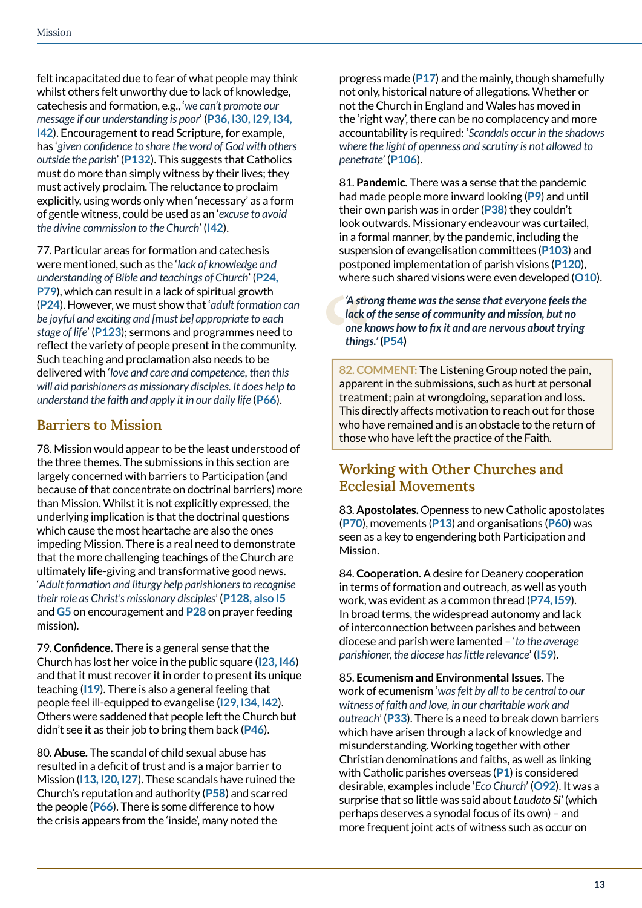felt incapacitated due to fear of what people may think whilst others felt unworthy due to lack of knowledge, catechesis and formation, e.g., '*we can't promote our message if our understanding is poor*' (**P36, I30, I29, I34, I42**). Encouragement to read Scripture, for example, has '*given confidence to share the word of God with others outside the parish*' (**P132**). This suggests that Catholics must do more than simply witness by their lives; they must actively proclaim. The reluctance to proclaim explicitly, using words only when 'necessary' as a form of gentle witness, could be used as an '*excuse to avoid the divine commission to the Church*' (**I42**).

77. Particular areas for formation and catechesis were mentioned, such as the '*lack of knowledge and understanding of Bible and teachings of Church*' (**P24, P79**), which can result in a lack of spiritual growth (**P24**). However, we must show that '*adult formation can be joyful and exciting and [must be] appropriate to each stage of life*' (**P123**); sermons and programmes need to reflect the variety of people present in the community. Such teaching and proclamation also needs to be delivered with '*love and care and competence, then this will aid parishioners as missionary disciples. It does help to understand the faith and apply it in our daily life* (**P66**).

## Barriers to Mission

78. Mission would appear to be the least understood of the three themes. The submissions in this section are largely concerned with barriers to Participation (and because of that concentrate on doctrinal barriers) more than Mission. Whilst it is not explicitly expressed, the underlying implication is that the doctrinal questions which cause the most heartache are also the ones impeding Mission. There is a real need to demonstrate that the more challenging teachings of the Church are ultimately life-giving and transformative good news. '*Adult formation and liturgy help parishioners to recognise their role as Christ's missionary disciples*' (**P128, also I5** and **G5** on encouragement and **P28** on prayer feeding mission).

79. **Confidence.** There is a general sense that the Church has lost her voice in the public square (**I23, I46**) and that it must recover it in order to present its unique teaching (**I19**). There is also a general feeling that people feel ill-equipped to evangelise (**I29, I34, I42**). Others were saddened that people left the Church but didn't see it as their job to bring them back (**P46**).

80. **Abuse.** The scandal of child sexual abuse has resulted in a deficit of trust and is a major barrier to Mission (**I13, I20, I27**). These scandals have ruined the Church's reputation and authority (**P58**) and scarred the people (**P66**). There is some difference to how the crisis appears from the 'inside', many noted the progress made (**P17**) and the mainly, though shamefully not only, historical nature of allegations. Whether or not the Church in England and Wales has moved in the 'right way', there can be no complacency and more accountability is required: '*Scandals occur in the shadows where the light of openness and scrutiny is not allowed to penetrate*' (**P106**).

81. **Pandemic.** There was a sense that the pandemic had made people more inward looking (**P9**) and until their own parish was in order (**P38**) they couldn't look outwards. Missionary endeavour was curtailed, in a formal manner, by the pandemic, including the suspension of evangelisation committees (**P103**) and postponed implementation of parish visions (**P120**), where such shared visions were even developed (**O10**).

> ***'A strong theme was the sense that everyone feels the lack of the sense of community and mission, but no one knows how to fix it and are nervous about trying things.'* (P54)**

82. COMMENT: The Listening Group noted the pain, apparent in the submissions, such as hurt at personal treatment; pain at wrongdoing, separation and loss. This directly affects motivation to reach out for those who have remained and is an obstacle to the return of those who have left the practice of the Faith.

## Working with Other Churches and Ecclesial Movements

83. **Apostolates.** Openness to new Catholic apostolates (**P70**), movements (**P13**) and organisations (**P60**) was seen as a key to engendering both Participation and Mission.

84. **Cooperation.** A desire for Deanery cooperation in terms of formation and outreach, as well as youth work, was evident as a common thread (**P74, I59**). In broad terms, the widespread autonomy and lack of interconnection between parishes and between diocese and parish were lamented – '*to the average parishioner, the diocese has little relevance*' (**I59**).

85. **Ecumenism and Environmental Issues.** The work of ecumenism '*was felt by all to be central to our witness of faith and love, in our charitable work and outreach*' (**P33**). There is a need to break down barriers which have arisen through a lack of knowledge and misunderstanding. Working together with other Christian denominations and faiths, as well as linking with Catholic parishes overseas (**P1**) is considered desirable, examples include '*Eco Church*' (**O92**). It was a surprise that so little was said about *Laudato Si'* (which perhaps deserves a synodal focus of its own) – and more frequent joint acts of witness such as occur on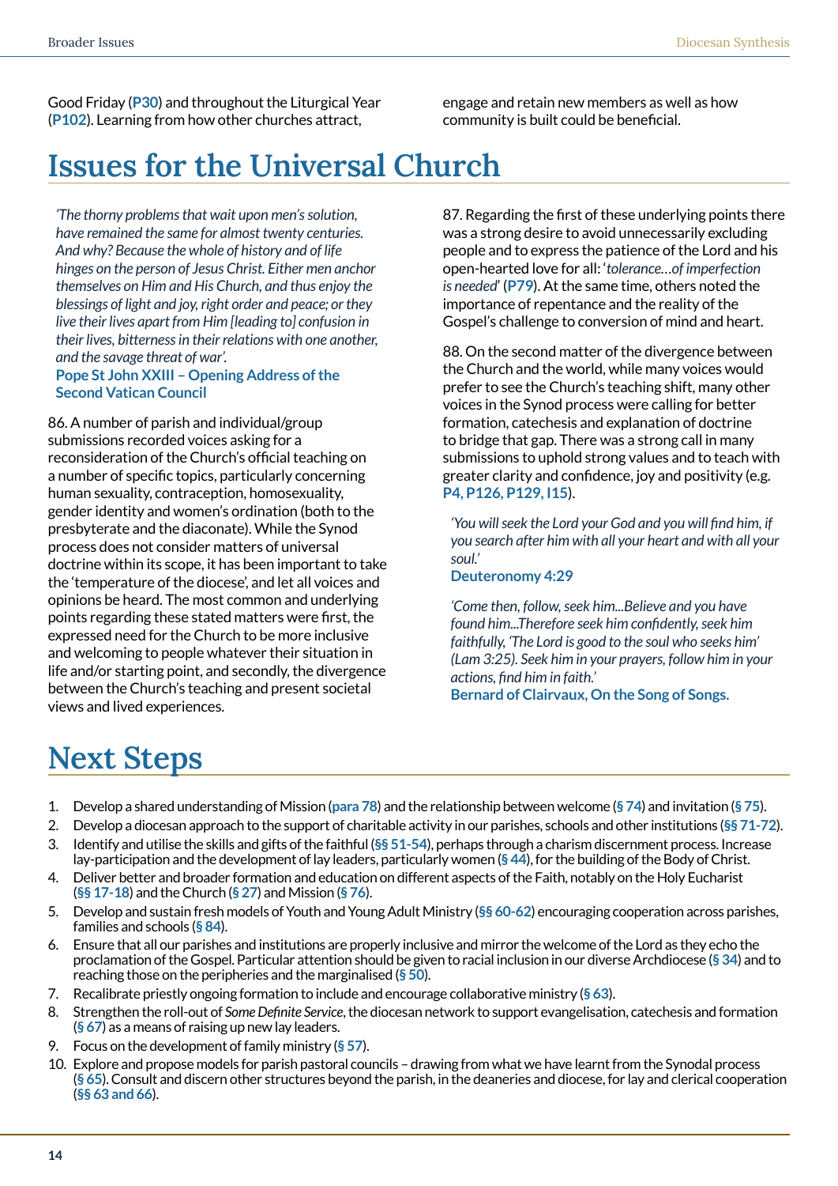Good Friday (**P30**) and throughout the Liturgical Year (**P102**). Learning from how other churches attract, engage and retain new members as well as how community is built could be beneficial.

# Issues for the Universal Church

*'The thorny problems that wait upon men's solution, have remained the same for almost twenty centuries. And why? Because the whole of history and of life hinges on the person of Jesus Christ. Either men anchor themselves on Him and His Church, and thus enjoy the blessings of light and joy, right order and peace; or they live their lives apart from Him [leading to] confusion in their lives, bitterness in their relations with one another, and the savage threat of war'.*
**Pope St John XXIII – Opening Address of the Second Vatican Council**

86. A number of parish and individual/group submissions recorded voices asking for a reconsideration of the Church's official teaching on a number of specific topics, particularly concerning human sexuality, contraception, homosexuality, gender identity and women's ordination (both to the presbyterate and the diaconate). While the Synod process does not consider matters of universal doctrine within its scope, it has been important to take the 'temperature of the diocese', and let all voices and opinions be heard. The most common and underlying points regarding these stated matters were first, the expressed need for the Church to be more inclusive and welcoming to people whatever their situation in life and/or starting point, and secondly, the divergence between the Church's teaching and present societal views and lived experiences.

87. Regarding the first of these underlying points there was a strong desire to avoid unnecessarily excluding people and to express the patience of the Lord and his open-hearted love for all: '*tolerance…of imperfection is needed*' (**P79**). At the same time, others noted the importance of repentance and the reality of the Gospel's challenge to conversion of mind and heart.

88. On the second matter of the divergence between the Church and the world, while many voices would prefer to see the Church's teaching shift, many other voices in the Synod process were calling for better formation, catechesis and explanation of doctrine to bridge that gap. There was a strong call in many submissions to uphold strong values and to teach with greater clarity and confidence, joy and positivity (e.g. **P4, P126, P129, I15**).

*'You will seek the Lord your God and you will find him, if you search after him with all your heart and with all your soul.'*
**Deuteronomy 4:29**

*'Come then, follow, seek him...Believe and you have found him...Therefore seek him confidently, seek him faithfully, 'The Lord is good to the soul who seeks him' (Lam 3:25). Seek him in your prayers, follow him in your actions, find him in faith.'*
**Bernard of Clairvaux, On the Song of Songs.**

# Next Steps

1. Develop a shared understanding of Mission (**para 78**) and the relationship between welcome (**§ 74**) and invitation (**§ 75**).
2. Develop a diocesan approach to the support of charitable activity in our parishes, schools and other institutions (**§§ 71-72**).
3. Identify and utilise the skills and gifts of the faithful (**§§ 51-54**), perhaps through a charism discernment process. Increase lay-participation and the development of lay leaders, particularly women (**§ 44**), for the building of the Body of Christ.
4. Deliver better and broader formation and education on different aspects of the Faith, notably on the Holy Eucharist (**§§ 17-18**) and the Church (**§ 27**) and Mission (**§ 76**).
5. Develop and sustain fresh models of Youth and Young Adult Ministry (**§§ 60-62**) encouraging cooperation across parishes, families and schools (**§ 84**).
6. Ensure that all our parishes and institutions are properly inclusive and mirror the welcome of the Lord as they echo the proclamation of the Gospel. Particular attention should be given to racial inclusion in our diverse Archdiocese (**§ 34**) and to reaching those on the peripheries and the marginalised (**§ 50**).
7. Recalibrate priestly ongoing formation to include and encourage collaborative ministry (**§ 63**).
8. Strengthen the roll-out of *Some Definite Service*, the diocesan network to support evangelisation, catechesis and formation (**§ 67**) as a means of raising up new lay leaders.
9. Focus on the development of family ministry (**§ 57**).
10. Explore and propose models for parish pastoral councils – drawing from what we have learnt from the Synodal process (**§ 65**). Consult and discern other structures beyond the parish, in the deaneries and diocese, for lay and clerical cooperation (**§§ 63 and 66**).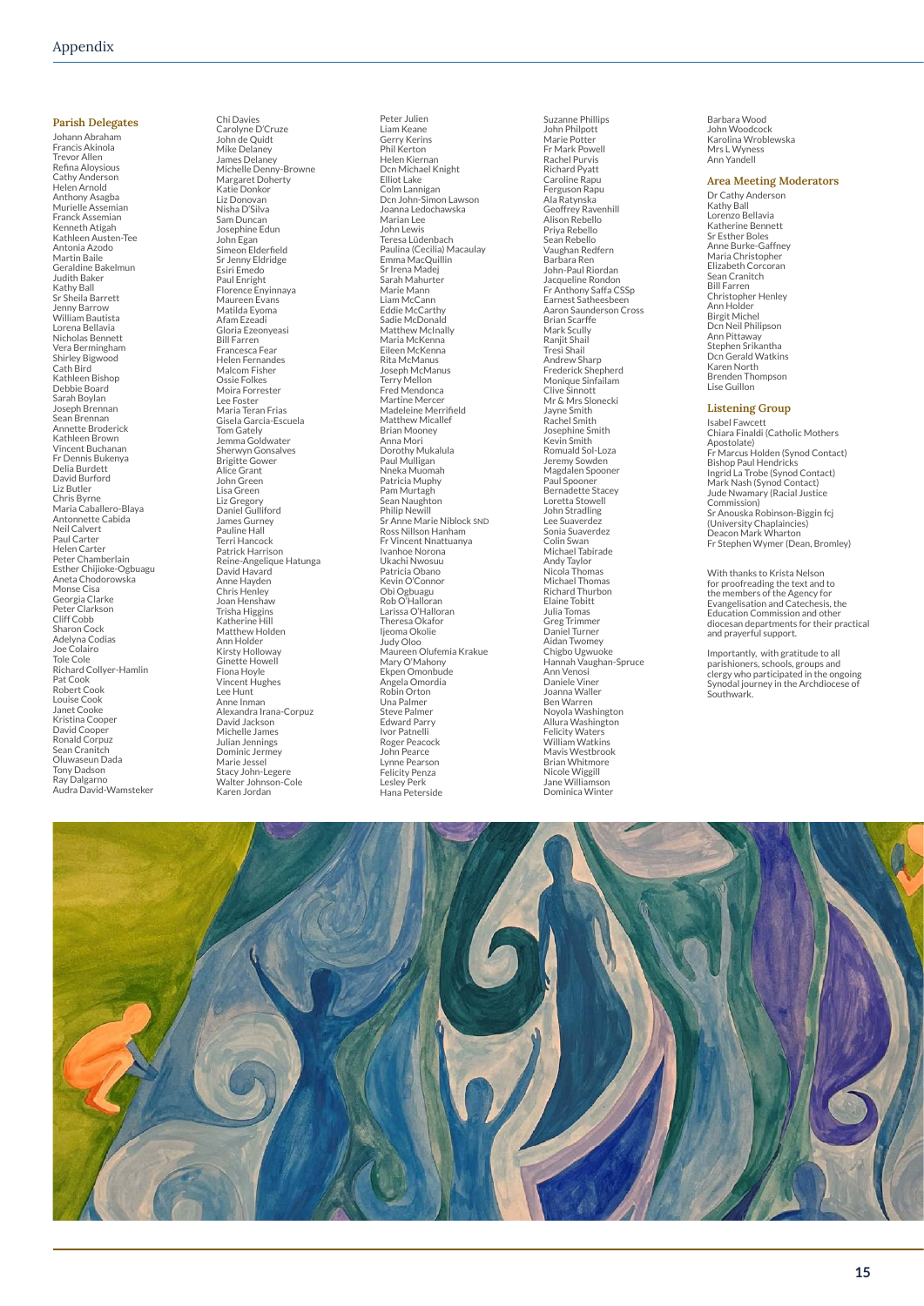## Appendix

### Parish Delegates

Johann Abraham
Francis Akinola
Trevor Allen
Refina Aloysious
Cathy Anderson
Helen Arnold
Anthony Asagba
Murielle Assemian
Franck Assemian
Kenneth Atigah
Kathleen Austen-Tee
Antonia Azodo
Martin Baile
Geraldine Bakelmun
Judith Baker
Kathy Ball
Sr Sheila Barrett
Jenny Barrow
William Bautista
Lorena Bellavia
Nicholas Bennett
Vera Bermingham
Shirley Bigwood
Cath Bird
Kathleen Bishop
Debbie Board
Sarah Boylan
Joseph Brennan
Sean Brennan
Annette Broderick
Kathleen Brown
Vincent Buchanan
Fr Dennis Bukenya
Delia Burdett
David Burford
Liz Butler
Chris Byrne
Maria Caballero-Blaya
Antonnette Cabida
Neil Calvert
Paul Carter
Helen Carter
Peter Chamberlain
Esther Chijioke-Ogbuagu
Aneta Chodorowska
Monse Cisa
Georgia Clarke
Peter Clarkson
Cliff Cobb
Sharon Cock
Adelyna Codias
Joe Colairo
Tole Cole
Richard Collyer-Hamlin
Pat Cook
Robert Cook
Louise Cook
Janet Cooke
Kristina Cooper
David Cooper
Ronald Corpuz
Sean Cranitch
Oluwaseun Dada
Tony Dadson
Ray Dalgarno
Audra David-Wamsteker
Chi Davies
Carolyne D'Cruze
John de Quidt
Mike Delaney
James Delaney
Michelle Denny-Browne
Margaret Doherty
Katie Donkor
Liz Donovan
Nisha D'Silva
Sam Duncan
Josephine Edun
John Egan
Simeon Elderfield
Sr Jenny Eldridge
Esiri Emedo
Paul Enright
Florence Enyinnaya
Maureen Evans
Matilda Eyoma
Afam Ezeadi
Gloria Ezeonyeasi
Bill Farren
Francesca Fear
Helen Fernandes
Malcom Fisher
Ossie Folkes
Moira Forrester
Lee Foster
Maria Teran Frias
Gisela Garcia-Escuela
Tom Gately
Jemma Goldwater
Sherwyn Gonsalves
Brigitte Gower
Alice Grant
John Green
Lisa Green
Liz Gregory
Daniel Gulliford
James Gurney
Pauline Hall
Terri Hancock
Patrick Harrison
Reine-Angelique Hatunga
David Havard
Anne Hayden
Chris Henley
Joan Henshaw
Trisha Higgins
Katherine Hill
Matthew Holden
Ann Holder
Kirsty Holloway
Ginette Howell
Fiona Hoyle
Vincent Hughes
Lee Hunt
Anne Inman
Alexandra Irana-Corpuz
David Jackson
Michelle James
Julian Jennings
Dominic Jermey
Marie Jessel
Stacy John-Legere
Walter Johnson-Cole
Karen Jordan
Peter Julien
Liam Keane
Gerry Kerins
Phil Kerton
Helen Kiernan
Dcn Michael Knight
Elliot Lake
Colm Lannigan
Dcn John-Simon Lawson
Joanna Ledochawska
Marian Lee
John Lewis
Teresa Lüdenbach
Paulina (Cecilia) Macaulay
Emma MacQuillin
Sr Irena Madej
Sarah Mahurter
Marie Mann
Liam McCann
Eddie McCarthy
Sadie McDonald
Matthew McInally
Maria McKenna
Eileen McKenna
Rita McManus
Joseph McManus
Terry Mellon
Fred Mendonca
Martine Mercer
Madeleine Merrifield
Matthew Micallef
Brian Mooney
Anna Mori
Dorothy Mukalula
Paul Mulligan
Nneka Muomah
Patricia Muphy
Pam Murtagh
Sean Naughton
Philip Newill
Sr Anne Marie Niblock SND
Ross Nillson Hanham
Fr Vincent Nnattuanya
Ivanhoe Norona
Ukachi Nwosuu
Patricia Obano
Kevin O'Connor
Obi Ogbuagu
Rob O'Halloran
Larissa O'Halloran
Theresa Okafor
Ijeoma Okolie
Judy Oloo
Maureen Olufemia Krakue
Mary O'Mahony
Ekpen Omonbude
Angela Omordia
Robin Orton
Una Palmer
Steve Palmer
Edward Parry
Ivor Patnelli
Roger Peacock
John Pearce
Lynne Pearson
Felicity Penza
Lesley Perk
Hana Peterside
Suzanne Phillips
John Philpott
Marie Potter
Fr Mark Powell
Rachel Purvis
Richard Pyatt
Caroline Rapu
Ferguson Rapu
Ala Ratynska
Geoffrey Ravenhill
Alison Rebello
Priya Rebello
Sean Rebello
Vaughan Redfern
Barbara Ren
John-Paul Riordan
Jacqueline Rondon
Fr Anthony Saffa CSSp
Earnest Satheesbeen
Aaron Saunderson Cross
Brian Scarffe
Mark Scully
Ranjit Shail
Tresi Shail
Andrew Sharp
Frederick Shepherd
Monique Sinfailam
Clive Sinnott
Mr & Mrs Slonecki
Jayne Smith
Rachel Smith
Josephine Smith
Kevin Smith
Romuald Sol-Loza
Jeremy Sowden
Magdalen Spooner
Paul Spooner
Bernadette Stacey
Loretta Stowell
John Stradling
Lee Suaverdez
Sonia Suaverdez
Colin Swan
Michael Tabirade
Andy Taylor
Nicola Thomas
Michael Thomas
Richard Thurbon
Elaine Tobitt
Julia Tomas
Greg Trimmer
Daniel Turner
Aidan Twomey
Chigbo Ugwuoke
Hannah Vaughan-Spruce
Ann Venosi
Daniele Viner
Joanna Waller
Ben Warren
Noyola Washington
Allura Washington
Felicity Waters
William Watkins
Mavis Westbrook
Brian Whitmore
Nicole Wiggill
Jane Williamson
Dominica Winter
Barbara Wood
John Woodcock
Karolina Wroblewska
Mrs L Wyness
Ann Yandell

### Area Meeting Moderators

Dr Cathy Anderson
Kathy Ball
Lorenzo Bellavia
Katherine Bennett
Sr Esther Boles
Anne Burke-Gaffney
Maria Christopher
Elizabeth Corcoran
Sean Cranitch
Bill Farren
Christopher Henley
Ann Holder
Birgit Michel
Dcn Neil Philipson
Ann Pittaway
Stephen Srikantha
Dcn Gerald Watkins
Karen North
Brenden Thompson
Lise Guillon

### Listening Group

Isabel Fawcett
Chiara Finaldi (Catholic Mothers Apostolate)
Fr Marcus Holden (Synod Contact)
Bishop Paul Hendricks
Ingrid La Trobe (Synod Contact)
Mark Nash (Synod Contact)
Jude Nwamary (Racial Justice Commission)
Sr Anouska Robinson-Biggin fcj (University Chaplaincies)
Deacon Mark Wharton
Fr Stephen Wymer (Dean, Bromley)

With thanks to Krista Nelson for proofreading the text and to the members of the Agency for Evangelisation and Catechesis, the Education Commission and other diocesan departments for their practical and prayerful support.

Importantly, with gratitude to all parishioners, schools, groups and clergy who participated in the ongoing Synodal journey in the Archdiocese of Southwark.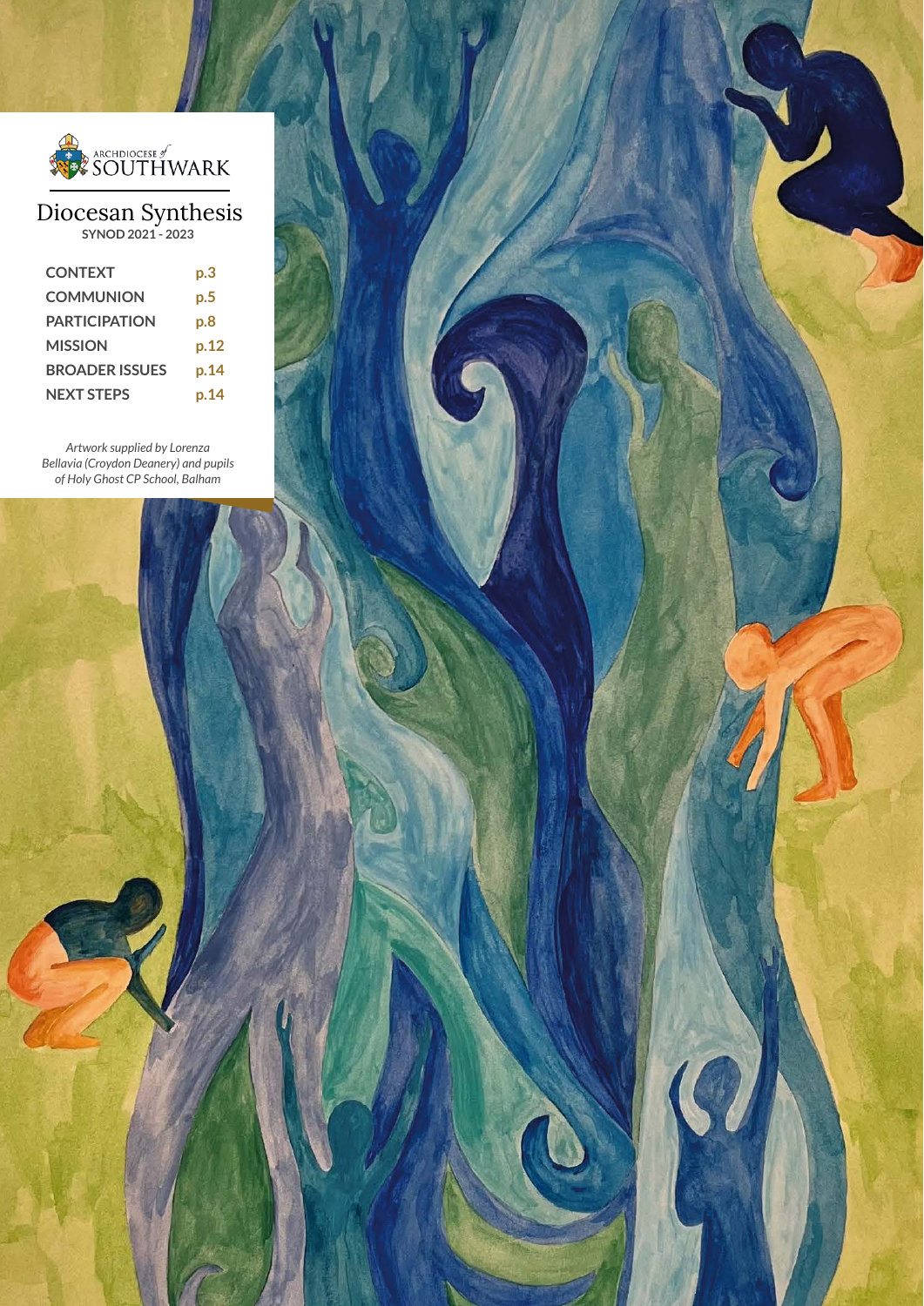ARCHDIOCESE of SOUTHWARK

# Diocesan Synthesis

**SYNOD 2021 - 2023**

| | |
|---|---|
| **CONTEXT** | **p.3** |
| **COMMUNION** | **p.5** |
| **PARTICIPATION** | **p.8** |
| **MISSION** | **p.12** |
| **BROADER ISSUES** | **p.14** |
| **NEXT STEPS** | **p.14** |

*Artwork supplied by Lorenza Bellavia (Croydon Deanery) and pupils of Holy Ghost CP School, Balham*